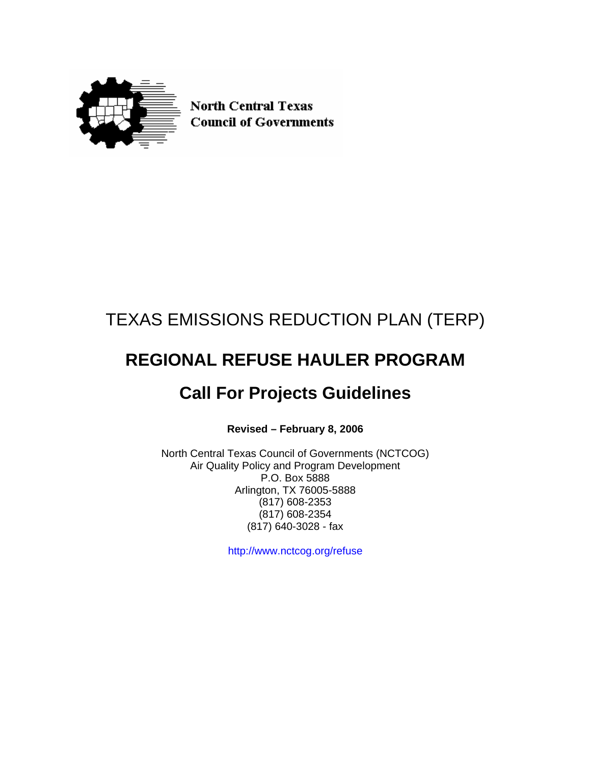North Central Texas
Council of Governments

# TEXAS EMISSIONS REDUCTION PLAN (TERP)

# REGIONAL REFUSE HAULER PROGRAM

## Call For Projects Guidelines

**Revised – February 8, 2006**

North Central Texas Council of Governments (NCTCOG)
Air Quality Policy and Program Development
P.O. Box 5888
Arlington, TX 76005-5888
(817) 608-2353
(817) 608-2354
(817) 640-3028 - fax

http://www.nctcog.org/refuse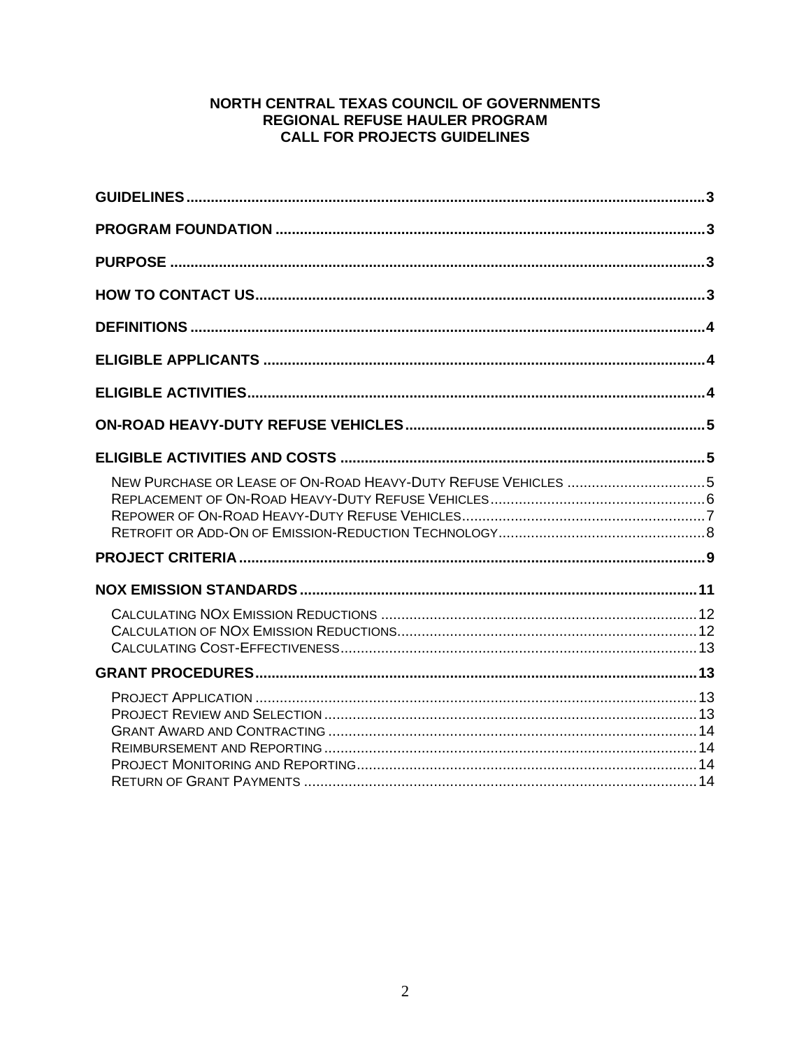**NORTH CENTRAL TEXAS COUNCIL OF GOVERNMENTS**
**REGIONAL REFUSE HAULER PROGRAM**
**CALL FOR PROJECTS GUIDELINES**

**GUIDELINES** ..... 3

**PROGRAM FOUNDATION** ..... 3

**PURPOSE** ..... 3

**HOW TO CONTACT US** ..... 3

**DEFINITIONS** ..... 4

**ELIGIBLE APPLICANTS** ..... 4

**ELIGIBLE ACTIVITIES** ..... 4

**ON-ROAD HEAVY-DUTY REFUSE VEHICLES** ..... 5

**ELIGIBLE ACTIVITIES AND COSTS** ..... 5

- NEW PURCHASE OR LEASE OF ON-ROAD HEAVY-DUTY REFUSE VEHICLES ..... 5
- REPLACEMENT OF ON-ROAD HEAVY-DUTY REFUSE VEHICLES ..... 6
- REPOWER OF ON-ROAD HEAVY-DUTY REFUSE VEHICLES ..... 7
- RETROFIT OR ADD-ON OF EMISSION-REDUCTION TECHNOLOGY ..... 8

**PROJECT CRITERIA** ..... 9

**NOX EMISSION STANDARDS** ..... 11

- CALCULATING NOX EMISSION REDUCTIONS ..... 12
- CALCULATION OF NOX EMISSION REDUCTIONS ..... 12
- CALCULATING COST-EFFECTIVENESS ..... 13

**GRANT PROCEDURES** ..... 13

- PROJECT APPLICATION ..... 13
- PROJECT REVIEW AND SELECTION ..... 13
- GRANT AWARD AND CONTRACTING ..... 14
- REIMBURSEMENT AND REPORTING ..... 14
- PROJECT MONITORING AND REPORTING ..... 14
- RETURN OF GRANT PAYMENTS ..... 14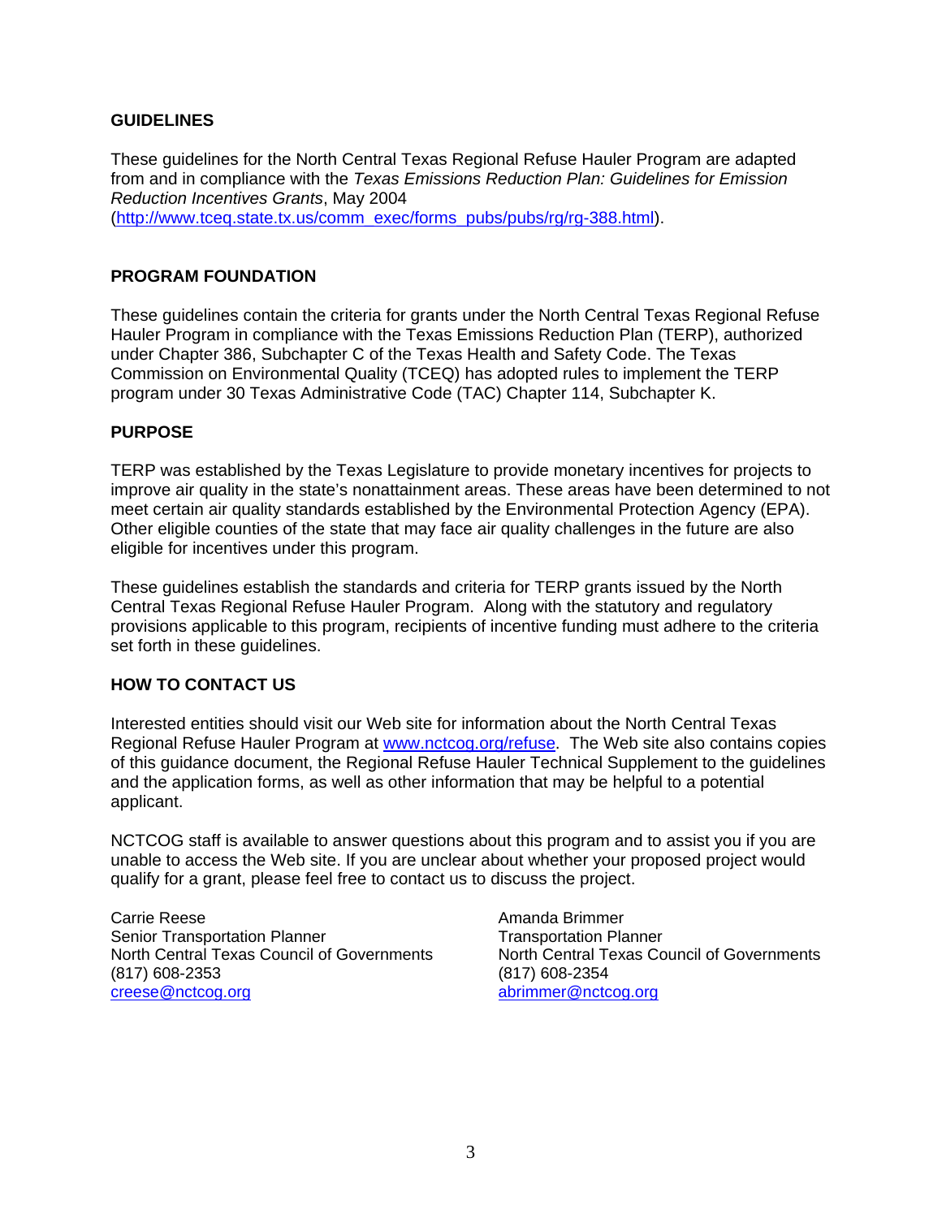## GUIDELINES

These guidelines for the North Central Texas Regional Refuse Hauler Program are adapted from and in compliance with the *Texas Emissions Reduction Plan: Guidelines for Emission Reduction Incentives Grants*, May 2004 (http://www.tceq.state.tx.us/comm_exec/forms_pubs/pubs/rg/rg-388.html).

## PROGRAM FOUNDATION

These guidelines contain the criteria for grants under the North Central Texas Regional Refuse Hauler Program in compliance with the Texas Emissions Reduction Plan (TERP), authorized under Chapter 386, Subchapter C of the Texas Health and Safety Code. The Texas Commission on Environmental Quality (TCEQ) has adopted rules to implement the TERP program under 30 Texas Administrative Code (TAC) Chapter 114, Subchapter K.

## PURPOSE

TERP was established by the Texas Legislature to provide monetary incentives for projects to improve air quality in the state's nonattainment areas. These areas have been determined to not meet certain air quality standards established by the Environmental Protection Agency (EPA). Other eligible counties of the state that may face air quality challenges in the future are also eligible for incentives under this program.

These guidelines establish the standards and criteria for TERP grants issued by the North Central Texas Regional Refuse Hauler Program. Along with the statutory and regulatory provisions applicable to this program, recipients of incentive funding must adhere to the criteria set forth in these guidelines.

## HOW TO CONTACT US

Interested entities should visit our Web site for information about the North Central Texas Regional Refuse Hauler Program at www.nctcog.org/refuse. The Web site also contains copies of this guidance document, the Regional Refuse Hauler Technical Supplement to the guidelines and the application forms, as well as other information that may be helpful to a potential applicant.

NCTCOG staff is available to answer questions about this program and to assist you if you are unable to access the Web site. If you are unclear about whether your proposed project would qualify for a grant, please feel free to contact us to discuss the project.

Carrie Reese
Senior Transportation Planner
North Central Texas Council of Governments
(817) 608-2353
creese@nctcog.org

Amanda Brimmer
Transportation Planner
North Central Texas Council of Governments
(817) 608-2354
abrimmer@nctcog.org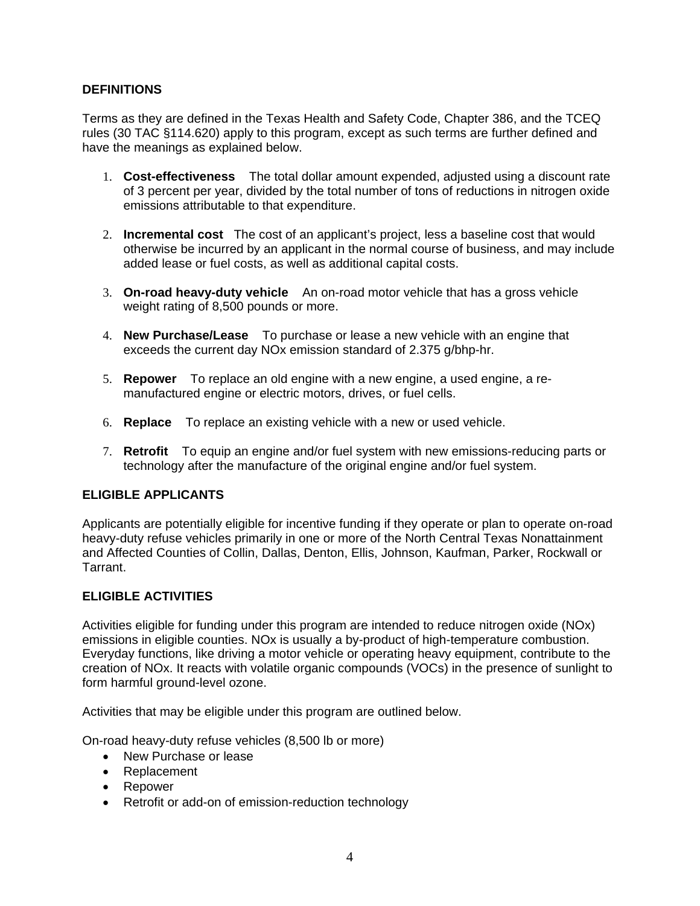## DEFINITIONS

Terms as they are defined in the Texas Health and Safety Code, Chapter 386, and the TCEQ rules (30 TAC §114.620) apply to this program, except as such terms are further defined and have the meanings as explained below.

1. **Cost-effectiveness** The total dollar amount expended, adjusted using a discount rate of 3 percent per year, divided by the total number of tons of reductions in nitrogen oxide emissions attributable to that expenditure.

2. **Incremental cost** The cost of an applicant's project, less a baseline cost that would otherwise be incurred by an applicant in the normal course of business, and may include added lease or fuel costs, as well as additional capital costs.

3. **On-road heavy-duty vehicle** An on-road motor vehicle that has a gross vehicle weight rating of 8,500 pounds or more.

4. **New Purchase/Lease** To purchase or lease a new vehicle with an engine that exceeds the current day NOx emission standard of 2.375 g/bhp-hr.

5. **Repower** To replace an old engine with a new engine, a used engine, a re-manufactured engine or electric motors, drives, or fuel cells.

6. **Replace** To replace an existing vehicle with a new or used vehicle.

7. **Retrofit** To equip an engine and/or fuel system with new emissions-reducing parts or technology after the manufacture of the original engine and/or fuel system.

## ELIGIBLE APPLICANTS

Applicants are potentially eligible for incentive funding if they operate or plan to operate on-road heavy-duty refuse vehicles primarily in one or more of the North Central Texas Nonattainment and Affected Counties of Collin, Dallas, Denton, Ellis, Johnson, Kaufman, Parker, Rockwall or Tarrant.

## ELIGIBLE ACTIVITIES

Activities eligible for funding under this program are intended to reduce nitrogen oxide (NOx) emissions in eligible counties. NOx is usually a by-product of high-temperature combustion. Everyday functions, like driving a motor vehicle or operating heavy equipment, contribute to the creation of NOx. It reacts with volatile organic compounds (VOCs) in the presence of sunlight to form harmful ground-level ozone.

Activities that may be eligible under this program are outlined below.

On-road heavy-duty refuse vehicles (8,500 lb or more)

- New Purchase or lease
- Replacement
- Repower
- Retrofit or add-on of emission-reduction technology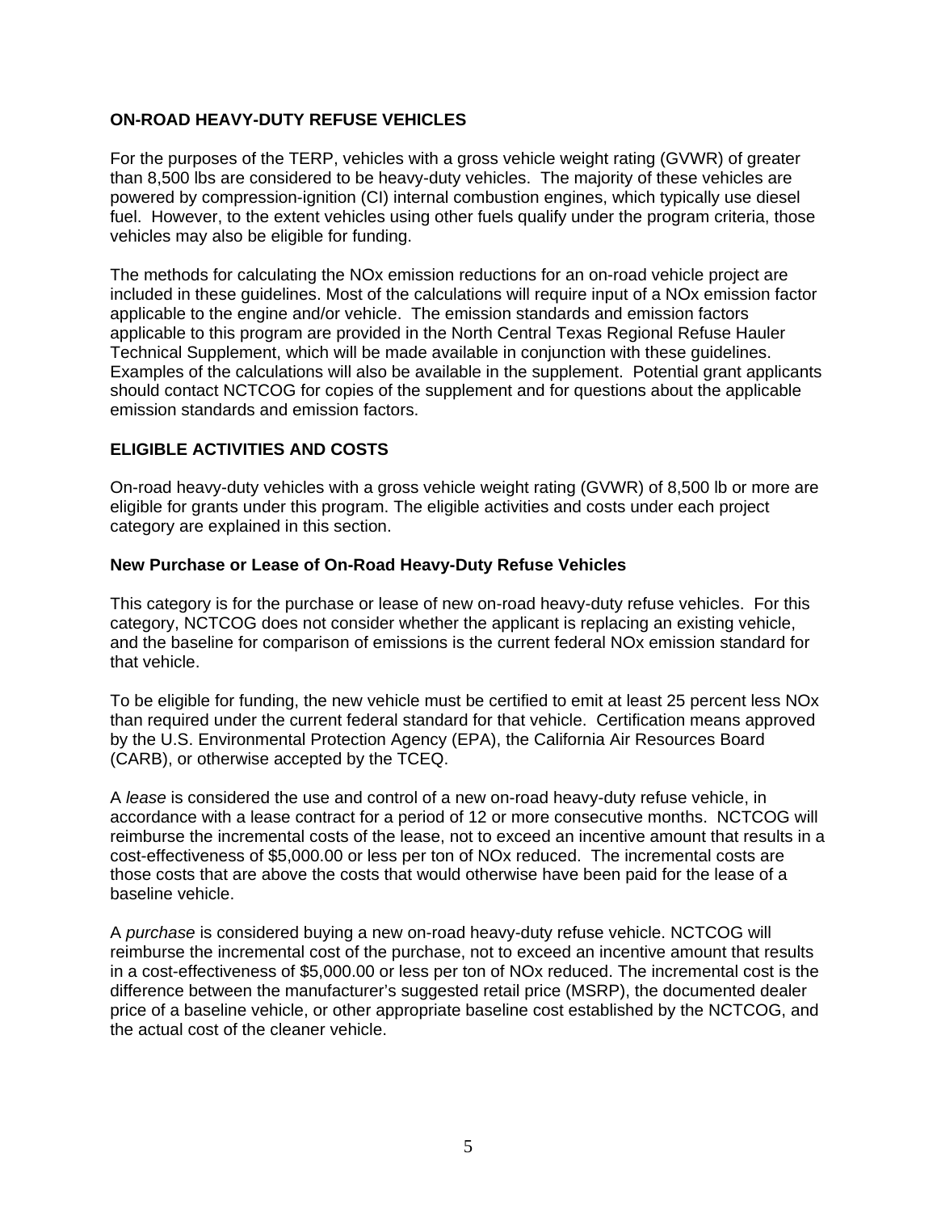## ON-ROAD HEAVY-DUTY REFUSE VEHICLES

For the purposes of the TERP, vehicles with a gross vehicle weight rating (GVWR) of greater than 8,500 lbs are considered to be heavy-duty vehicles. The majority of these vehicles are powered by compression-ignition (CI) internal combustion engines, which typically use diesel fuel. However, to the extent vehicles using other fuels qualify under the program criteria, those vehicles may also be eligible for funding.

The methods for calculating the NOx emission reductions for an on-road vehicle project are included in these guidelines. Most of the calculations will require input of a NOx emission factor applicable to the engine and/or vehicle. The emission standards and emission factors applicable to this program are provided in the North Central Texas Regional Refuse Hauler Technical Supplement, which will be made available in conjunction with these guidelines. Examples of the calculations will also be available in the supplement. Potential grant applicants should contact NCTCOG for copies of the supplement and for questions about the applicable emission standards and emission factors.

## ELIGIBLE ACTIVITIES AND COSTS

On-road heavy-duty vehicles with a gross vehicle weight rating (GVWR) of 8,500 lb or more are eligible for grants under this program. The eligible activities and costs under each project category are explained in this section.

### New Purchase or Lease of On-Road Heavy-Duty Refuse Vehicles

This category is for the purchase or lease of new on-road heavy-duty refuse vehicles. For this category, NCTCOG does not consider whether the applicant is replacing an existing vehicle, and the baseline for comparison of emissions is the current federal NOx emission standard for that vehicle.

To be eligible for funding, the new vehicle must be certified to emit at least 25 percent less NOx than required under the current federal standard for that vehicle. Certification means approved by the U.S. Environmental Protection Agency (EPA), the California Air Resources Board (CARB), or otherwise accepted by the TCEQ.

A *lease* is considered the use and control of a new on-road heavy-duty refuse vehicle, in accordance with a lease contract for a period of 12 or more consecutive months. NCTCOG will reimburse the incremental costs of the lease, not to exceed an incentive amount that results in a cost-effectiveness of $5,000.00 or less per ton of NOx reduced. The incremental costs are those costs that are above the costs that would otherwise have been paid for the lease of a baseline vehicle.

A *purchase* is considered buying a new on-road heavy-duty refuse vehicle. NCTCOG will reimburse the incremental cost of the purchase, not to exceed an incentive amount that results in a cost-effectiveness of $5,000.00 or less per ton of NOx reduced. The incremental cost is the difference between the manufacturer's suggested retail price (MSRP), the documented dealer price of a baseline vehicle, or other appropriate baseline cost established by the NCTCOG, and the actual cost of the cleaner vehicle.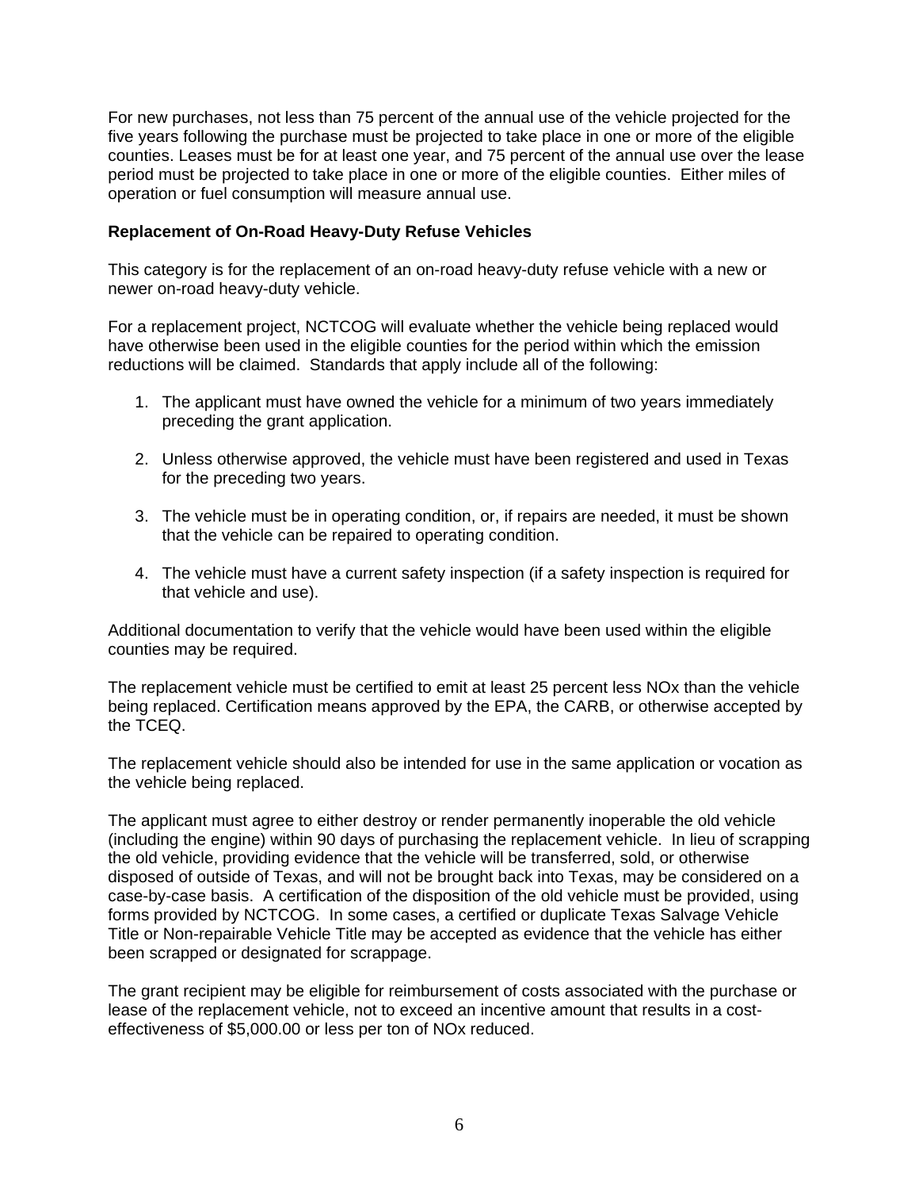For new purchases, not less than 75 percent of the annual use of the vehicle projected for the five years following the purchase must be projected to take place in one or more of the eligible counties. Leases must be for at least one year, and 75 percent of the annual use over the lease period must be projected to take place in one or more of the eligible counties. Either miles of operation or fuel consumption will measure annual use.

**Replacement of On-Road Heavy-Duty Refuse Vehicles**

This category is for the replacement of an on-road heavy-duty refuse vehicle with a new or newer on-road heavy-duty vehicle.

For a replacement project, NCTCOG will evaluate whether the vehicle being replaced would have otherwise been used in the eligible counties for the period within which the emission reductions will be claimed. Standards that apply include all of the following:

1. The applicant must have owned the vehicle for a minimum of two years immediately preceding the grant application.

2. Unless otherwise approved, the vehicle must have been registered and used in Texas for the preceding two years.

3. The vehicle must be in operating condition, or, if repairs are needed, it must be shown that the vehicle can be repaired to operating condition.

4. The vehicle must have a current safety inspection (if a safety inspection is required for that vehicle and use).

Additional documentation to verify that the vehicle would have been used within the eligible counties may be required.

The replacement vehicle must be certified to emit at least 25 percent less NOx than the vehicle being replaced. Certification means approved by the EPA, the CARB, or otherwise accepted by the TCEQ.

The replacement vehicle should also be intended for use in the same application or vocation as the vehicle being replaced.

The applicant must agree to either destroy or render permanently inoperable the old vehicle (including the engine) within 90 days of purchasing the replacement vehicle. In lieu of scrapping the old vehicle, providing evidence that the vehicle will be transferred, sold, or otherwise disposed of outside of Texas, and will not be brought back into Texas, may be considered on a case-by-case basis. A certification of the disposition of the old vehicle must be provided, using forms provided by NCTCOG. In some cases, a certified or duplicate Texas Salvage Vehicle Title or Non-repairable Vehicle Title may be accepted as evidence that the vehicle has either been scrapped or designated for scrappage.

The grant recipient may be eligible for reimbursement of costs associated with the purchase or lease of the replacement vehicle, not to exceed an incentive amount that results in a cost-effectiveness of $5,000.00 or less per ton of NOx reduced.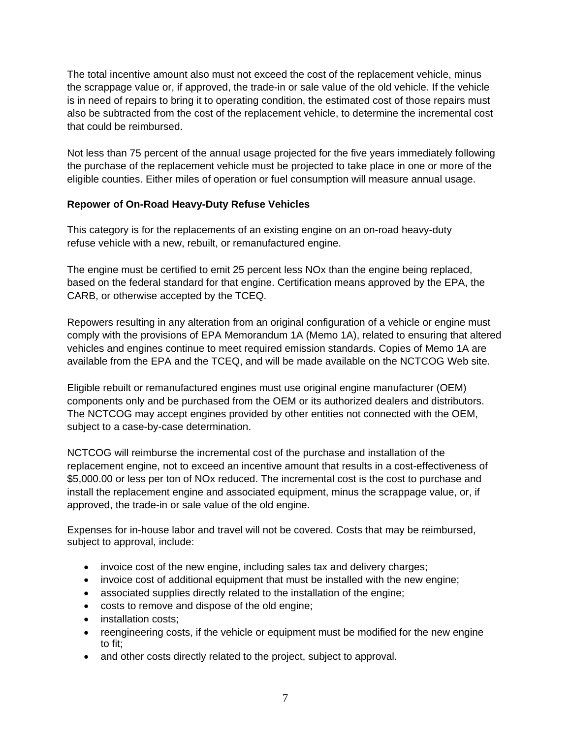The total incentive amount also must not exceed the cost of the replacement vehicle, minus the scrappage value or, if approved, the trade-in or sale value of the old vehicle. If the vehicle is in need of repairs to bring it to operating condition, the estimated cost of those repairs must also be subtracted from the cost of the replacement vehicle, to determine the incremental cost that could be reimbursed.

Not less than 75 percent of the annual usage projected for the five years immediately following the purchase of the replacement vehicle must be projected to take place in one or more of the eligible counties. Either miles of operation or fuel consumption will measure annual usage.

**Repower of On-Road Heavy-Duty Refuse Vehicles**

This category is for the replacements of an existing engine on an on-road heavy-duty refuse vehicle with a new, rebuilt, or remanufactured engine.

The engine must be certified to emit 25 percent less NOx than the engine being replaced, based on the federal standard for that engine. Certification means approved by the EPA, the CARB, or otherwise accepted by the TCEQ.

Repowers resulting in any alteration from an original configuration of a vehicle or engine must comply with the provisions of EPA Memorandum 1A (Memo 1A), related to ensuring that altered vehicles and engines continue to meet required emission standards. Copies of Memo 1A are available from the EPA and the TCEQ, and will be made available on the NCTCOG Web site.

Eligible rebuilt or remanufactured engines must use original engine manufacturer (OEM) components only and be purchased from the OEM or its authorized dealers and distributors. The NCTCOG may accept engines provided by other entities not connected with the OEM, subject to a case-by-case determination.

NCTCOG will reimburse the incremental cost of the purchase and installation of the replacement engine, not to exceed an incentive amount that results in a cost-effectiveness of $5,000.00 or less per ton of NOx reduced. The incremental cost is the cost to purchase and install the replacement engine and associated equipment, minus the scrappage value, or, if approved, the trade-in or sale value of the old engine.

Expenses for in-house labor and travel will not be covered. Costs that may be reimbursed, subject to approval, include:

- invoice cost of the new engine, including sales tax and delivery charges;
- invoice cost of additional equipment that must be installed with the new engine;
- associated supplies directly related to the installation of the engine;
- costs to remove and dispose of the old engine;
- installation costs;
- reengineering costs, if the vehicle or equipment must be modified for the new engine to fit;
- and other costs directly related to the project, subject to approval.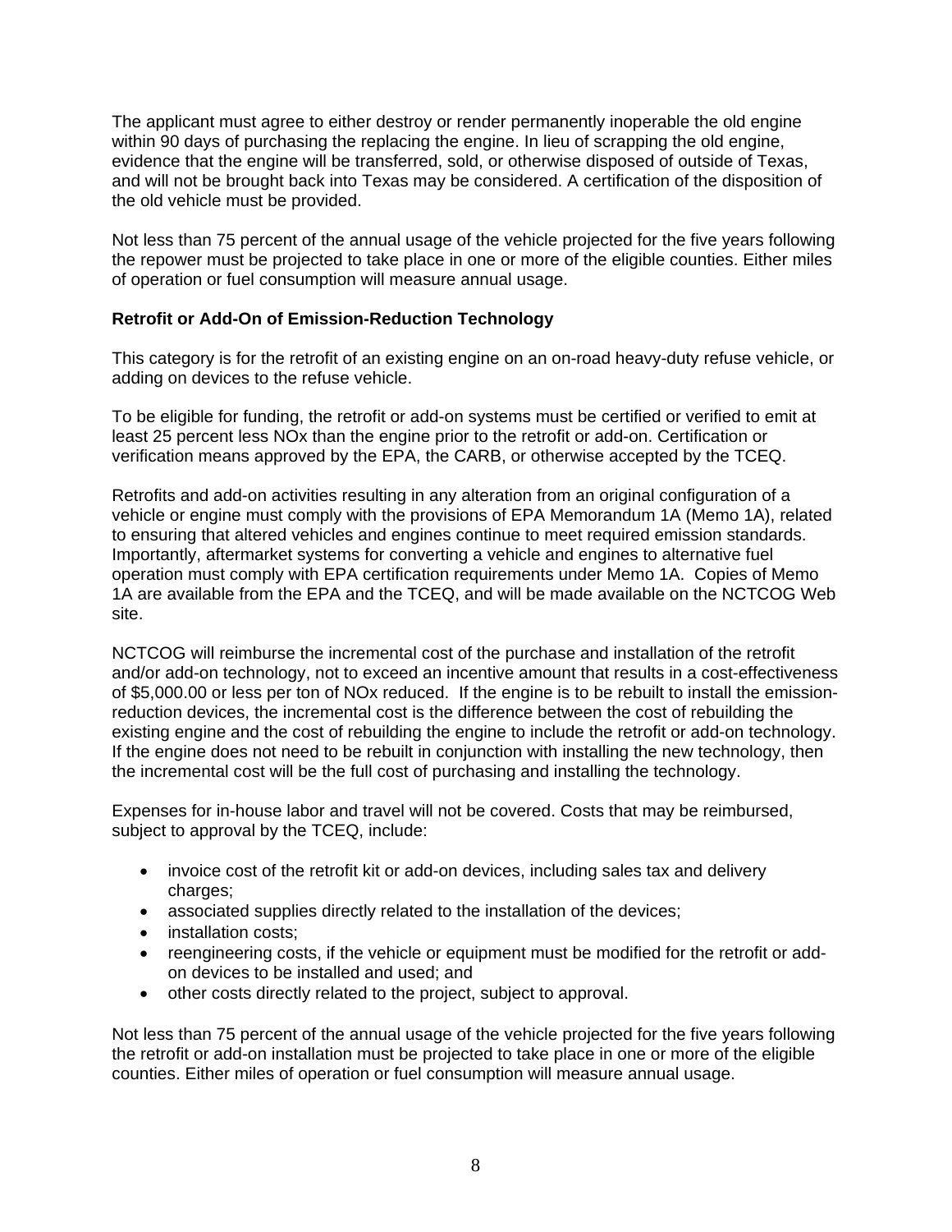The applicant must agree to either destroy or render permanently inoperable the old engine within 90 days of purchasing the replacing the engine. In lieu of scrapping the old engine, evidence that the engine will be transferred, sold, or otherwise disposed of outside of Texas, and will not be brought back into Texas may be considered. A certification of the disposition of the old vehicle must be provided.

Not less than 75 percent of the annual usage of the vehicle projected for the five years following the repower must be projected to take place in one or more of the eligible counties. Either miles of operation or fuel consumption will measure annual usage.

**Retrofit or Add-On of Emission-Reduction Technology**

This category is for the retrofit of an existing engine on an on-road heavy-duty refuse vehicle, or adding on devices to the refuse vehicle.

To be eligible for funding, the retrofit or add-on systems must be certified or verified to emit at least 25 percent less NOx than the engine prior to the retrofit or add-on. Certification or verification means approved by the EPA, the CARB, or otherwise accepted by the TCEQ.

Retrofits and add-on activities resulting in any alteration from an original configuration of a vehicle or engine must comply with the provisions of EPA Memorandum 1A (Memo 1A), related to ensuring that altered vehicles and engines continue to meet required emission standards. Importantly, aftermarket systems for converting a vehicle and engines to alternative fuel operation must comply with EPA certification requirements under Memo 1A. Copies of Memo 1A are available from the EPA and the TCEQ, and will be made available on the NCTCOG Web site.

NCTCOG will reimburse the incremental cost of the purchase and installation of the retrofit and/or add-on technology, not to exceed an incentive amount that results in a cost-effectiveness of $5,000.00 or less per ton of NOx reduced. If the engine is to be rebuilt to install the emission-reduction devices, the incremental cost is the difference between the cost of rebuilding the existing engine and the cost of rebuilding the engine to include the retrofit or add-on technology. If the engine does not need to be rebuilt in conjunction with installing the new technology, then the incremental cost will be the full cost of purchasing and installing the technology.

Expenses for in-house labor and travel will not be covered. Costs that may be reimbursed, subject to approval by the TCEQ, include:

- invoice cost of the retrofit kit or add-on devices, including sales tax and delivery charges;
- associated supplies directly related to the installation of the devices;
- installation costs;
- reengineering costs, if the vehicle or equipment must be modified for the retrofit or add-on devices to be installed and used; and
- other costs directly related to the project, subject to approval.

Not less than 75 percent of the annual usage of the vehicle projected for the five years following the retrofit or add-on installation must be projected to take place in one or more of the eligible counties. Either miles of operation or fuel consumption will measure annual usage.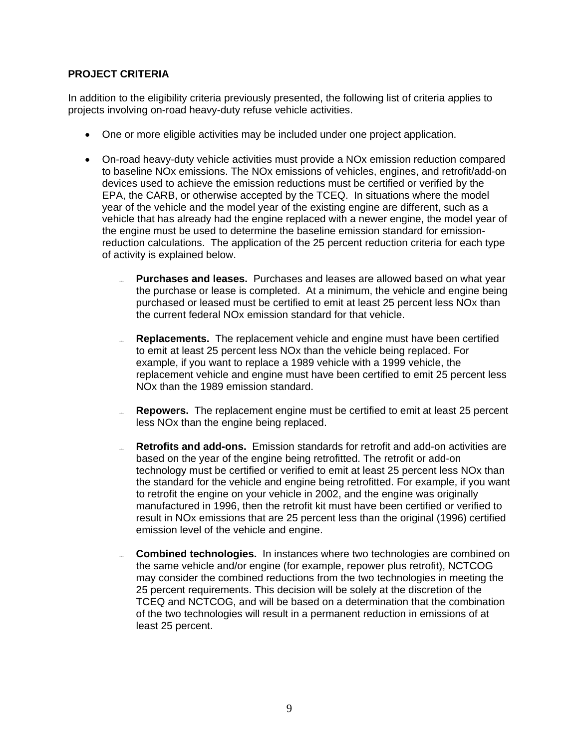**PROJECT CRITERIA**

In addition to the eligibility criteria previously presented, the following list of criteria applies to projects involving on-road heavy-duty refuse vehicle activities.

- One or more eligible activities may be included under one project application.

- On-road heavy-duty vehicle activities must provide a NOx emission reduction compared to baseline NOx emissions. The NOx emissions of vehicles, engines, and retrofit/add-on devices used to achieve the emission reductions must be certified or verified by the EPA, the CARB, or otherwise accepted by the TCEQ. In situations where the model year of the vehicle and the model year of the existing engine are different, such as a vehicle that has already had the engine replaced with a newer engine, the model year of the engine must be used to determine the baseline emission standard for emission-reduction calculations. The application of the 25 percent reduction criteria for each type of activity is explained below.

  - **Purchases and leases.** Purchases and leases are allowed based on what year the purchase or lease is completed. At a minimum, the vehicle and engine being purchased or leased must be certified to emit at least 25 percent less NOx than the current federal NOx emission standard for that vehicle.

  - **Replacements.** The replacement vehicle and engine must have been certified to emit at least 25 percent less NOx than the vehicle being replaced. For example, if you want to replace a 1989 vehicle with a 1999 vehicle, the replacement vehicle and engine must have been certified to emit 25 percent less NOx than the 1989 emission standard.

  - **Repowers.** The replacement engine must be certified to emit at least 25 percent less NOx than the engine being replaced.

  - **Retrofits and add-ons.** Emission standards for retrofit and add-on activities are based on the year of the engine being retrofitted. The retrofit or add-on technology must be certified or verified to emit at least 25 percent less NOx than the standard for the vehicle and engine being retrofitted. For example, if you want to retrofit the engine on your vehicle in 2002, and the engine was originally manufactured in 1996, then the retrofit kit must have been certified or verified to result in NOx emissions that are 25 percent less than the original (1996) certified emission level of the vehicle and engine.

  - **Combined technologies.** In instances where two technologies are combined on the same vehicle and/or engine (for example, repower plus retrofit), NCTCOG may consider the combined reductions from the two technologies in meeting the 25 percent requirements. This decision will be solely at the discretion of the TCEQ and NCTCOG, and will be based on a determination that the combination of the two technologies will result in a permanent reduction in emissions of at least 25 percent.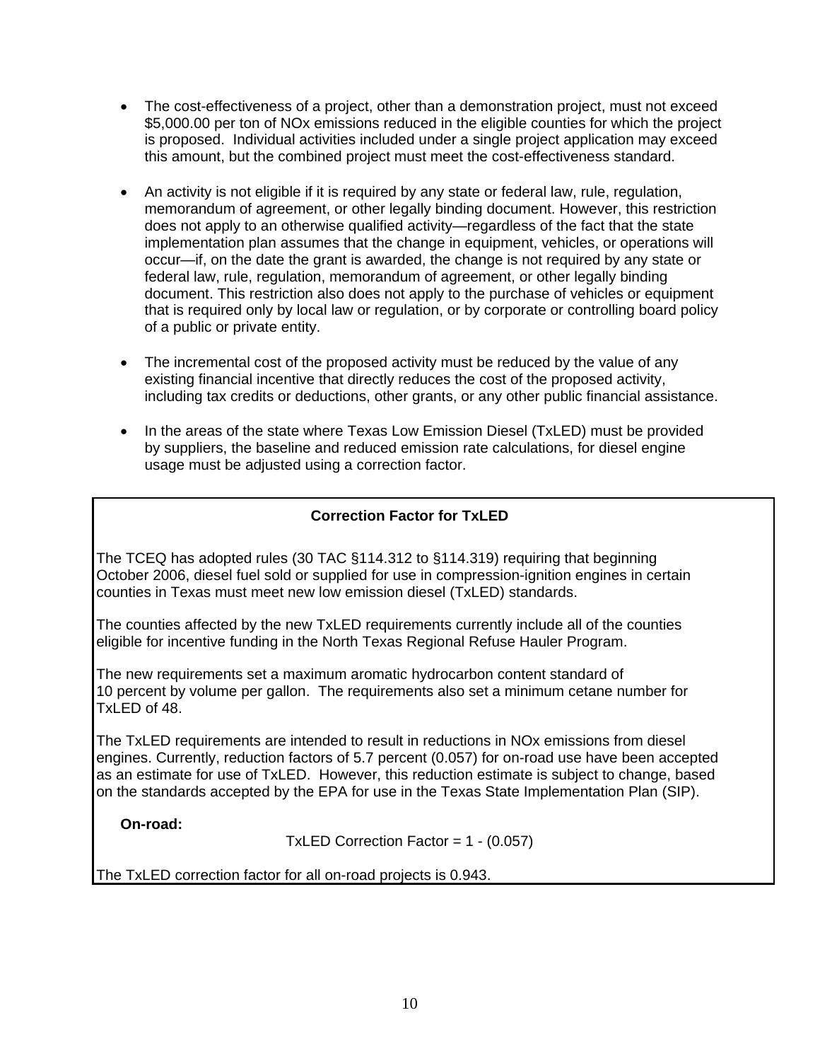- The cost-effectiveness of a project, other than a demonstration project, must not exceed \$5,000.00 per ton of NOx emissions reduced in the eligible counties for which the project is proposed. Individual activities included under a single project application may exceed this amount, but the combined project must meet the cost-effectiveness standard.

- An activity is not eligible if it is required by any state or federal law, rule, regulation, memorandum of agreement, or other legally binding document. However, this restriction does not apply to an otherwise qualified activity—regardless of the fact that the state implementation plan assumes that the change in equipment, vehicles, or operations will occur—if, on the date the grant is awarded, the change is not required by any state or federal law, rule, regulation, memorandum of agreement, or other legally binding document. This restriction also does not apply to the purchase of vehicles or equipment that is required only by local law or regulation, or by corporate or controlling board policy of a public or private entity.

- The incremental cost of the proposed activity must be reduced by the value of any existing financial incentive that directly reduces the cost of the proposed activity, including tax credits or deductions, other grants, or any other public financial assistance.

- In the areas of the state where Texas Low Emission Diesel (TxLED) must be provided by suppliers, the baseline and reduced emission rate calculations, for diesel engine usage must be adjusted using a correction factor.

**Correction Factor for TxLED**

The TCEQ has adopted rules (30 TAC §114.312 to §114.319) requiring that beginning October 2006, diesel fuel sold or supplied for use in compression-ignition engines in certain counties in Texas must meet new low emission diesel (TxLED) standards.

The counties affected by the new TxLED requirements currently include all of the counties eligible for incentive funding in the North Texas Regional Refuse Hauler Program.

The new requirements set a maximum aromatic hydrocarbon content standard of 10 percent by volume per gallon. The requirements also set a minimum cetane number for TxLED of 48.

The TxLED requirements are intended to result in reductions in NOx emissions from diesel engines. Currently, reduction factors of 5.7 percent (0.057) for on-road use have been accepted as an estimate for use of TxLED. However, this reduction estimate is subject to change, based on the standards accepted by the EPA for use in the Texas State Implementation Plan (SIP).

**On-road:**

$$\text{TxLED Correction Factor} = 1 - (0.057)$$

The TxLED correction factor for all on-road projects is 0.943.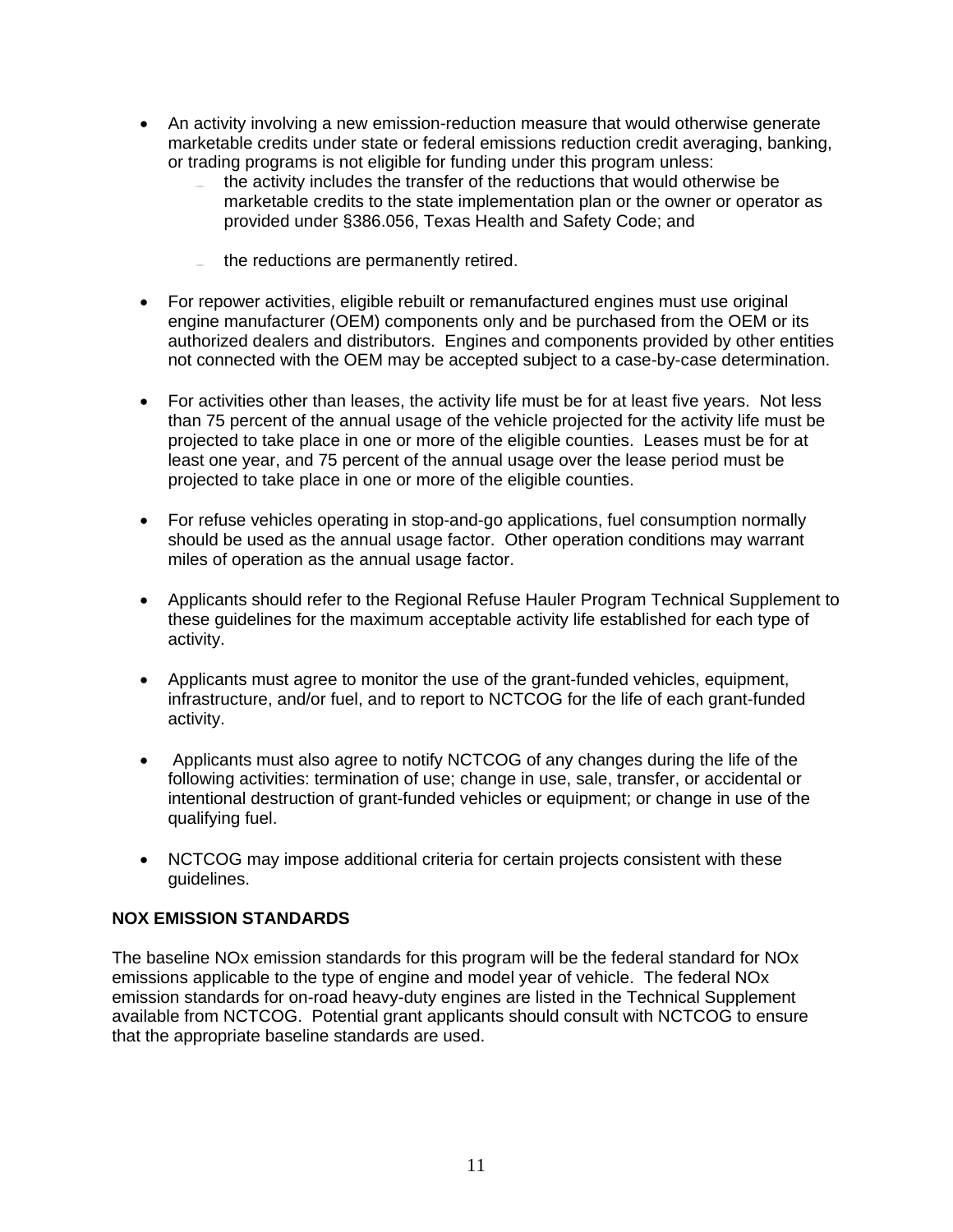- An activity involving a new emission-reduction measure that would otherwise generate marketable credits under state or federal emissions reduction credit averaging, banking, or trading programs is not eligible for funding under this program unless:
  - the activity includes the transfer of the reductions that would otherwise be marketable credits to the state implementation plan or the owner or operator as provided under §386.056, Texas Health and Safety Code; and
  - the reductions are permanently retired.

- For repower activities, eligible rebuilt or remanufactured engines must use original engine manufacturer (OEM) components only and be purchased from the OEM or its authorized dealers and distributors. Engines and components provided by other entities not connected with the OEM may be accepted subject to a case-by-case determination.

- For activities other than leases, the activity life must be for at least five years. Not less than 75 percent of the annual usage of the vehicle projected for the activity life must be projected to take place in one or more of the eligible counties. Leases must be for at least one year, and 75 percent of the annual usage over the lease period must be projected to take place in one or more of the eligible counties.

- For refuse vehicles operating in stop-and-go applications, fuel consumption normally should be used as the annual usage factor. Other operation conditions may warrant miles of operation as the annual usage factor.

- Applicants should refer to the Regional Refuse Hauler Program Technical Supplement to these guidelines for the maximum acceptable activity life established for each type of activity.

- Applicants must agree to monitor the use of the grant-funded vehicles, equipment, infrastructure, and/or fuel, and to report to NCTCOG for the life of each grant-funded activity.

- Applicants must also agree to notify NCTCOG of any changes during the life of the following activities: termination of use; change in use, sale, transfer, or accidental or intentional destruction of grant-funded vehicles or equipment; or change in use of the qualifying fuel.

- NCTCOG may impose additional criteria for certain projects consistent with these guidelines.

**NOX EMISSION STANDARDS**

The baseline NOx emission standards for this program will be the federal standard for NOx emissions applicable to the type of engine and model year of vehicle. The federal NOx emission standards for on-road heavy-duty engines are listed in the Technical Supplement available from NCTCOG. Potential grant applicants should consult with NCTCOG to ensure that the appropriate baseline standards are used.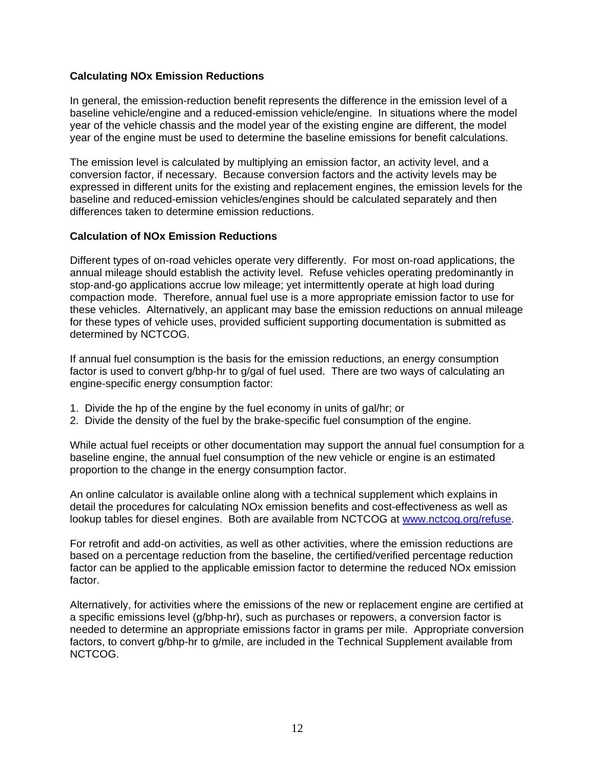**Calculating NOx Emission Reductions**

In general, the emission-reduction benefit represents the difference in the emission level of a baseline vehicle/engine and a reduced-emission vehicle/engine. In situations where the model year of the vehicle chassis and the model year of the existing engine are different, the model year of the engine must be used to determine the baseline emissions for benefit calculations.

The emission level is calculated by multiplying an emission factor, an activity level, and a conversion factor, if necessary. Because conversion factors and the activity levels may be expressed in different units for the existing and replacement engines, the emission levels for the baseline and reduced-emission vehicles/engines should be calculated separately and then differences taken to determine emission reductions.

**Calculation of NOx Emission Reductions**

Different types of on-road vehicles operate very differently. For most on-road applications, the annual mileage should establish the activity level. Refuse vehicles operating predominantly in stop-and-go applications accrue low mileage; yet intermittently operate at high load during compaction mode. Therefore, annual fuel use is a more appropriate emission factor to use for these vehicles. Alternatively, an applicant may base the emission reductions on annual mileage for these types of vehicle uses, provided sufficient supporting documentation is submitted as determined by NCTCOG.

If annual fuel consumption is the basis for the emission reductions, an energy consumption factor is used to convert g/bhp-hr to g/gal of fuel used. There are two ways of calculating an engine-specific energy consumption factor:

1. Divide the hp of the engine by the fuel economy in units of gal/hr; or
2. Divide the density of the fuel by the brake-specific fuel consumption of the engine.

While actual fuel receipts or other documentation may support the annual fuel consumption for a baseline engine, the annual fuel consumption of the new vehicle or engine is an estimated proportion to the change in the energy consumption factor.

An online calculator is available online along with a technical supplement which explains in detail the procedures for calculating NOx emission benefits and cost-effectiveness as well as lookup tables for diesel engines. Both are available from NCTCOG at www.nctcog.org/refuse.

For retrofit and add-on activities, as well as other activities, where the emission reductions are based on a percentage reduction from the baseline, the certified/verified percentage reduction factor can be applied to the applicable emission factor to determine the reduced NOx emission factor.

Alternatively, for activities where the emissions of the new or replacement engine are certified at a specific emissions level (g/bhp-hr), such as purchases or repowers, a conversion factor is needed to determine an appropriate emissions factor in grams per mile. Appropriate conversion factors, to convert g/bhp-hr to g/mile, are included in the Technical Supplement available from NCTCOG.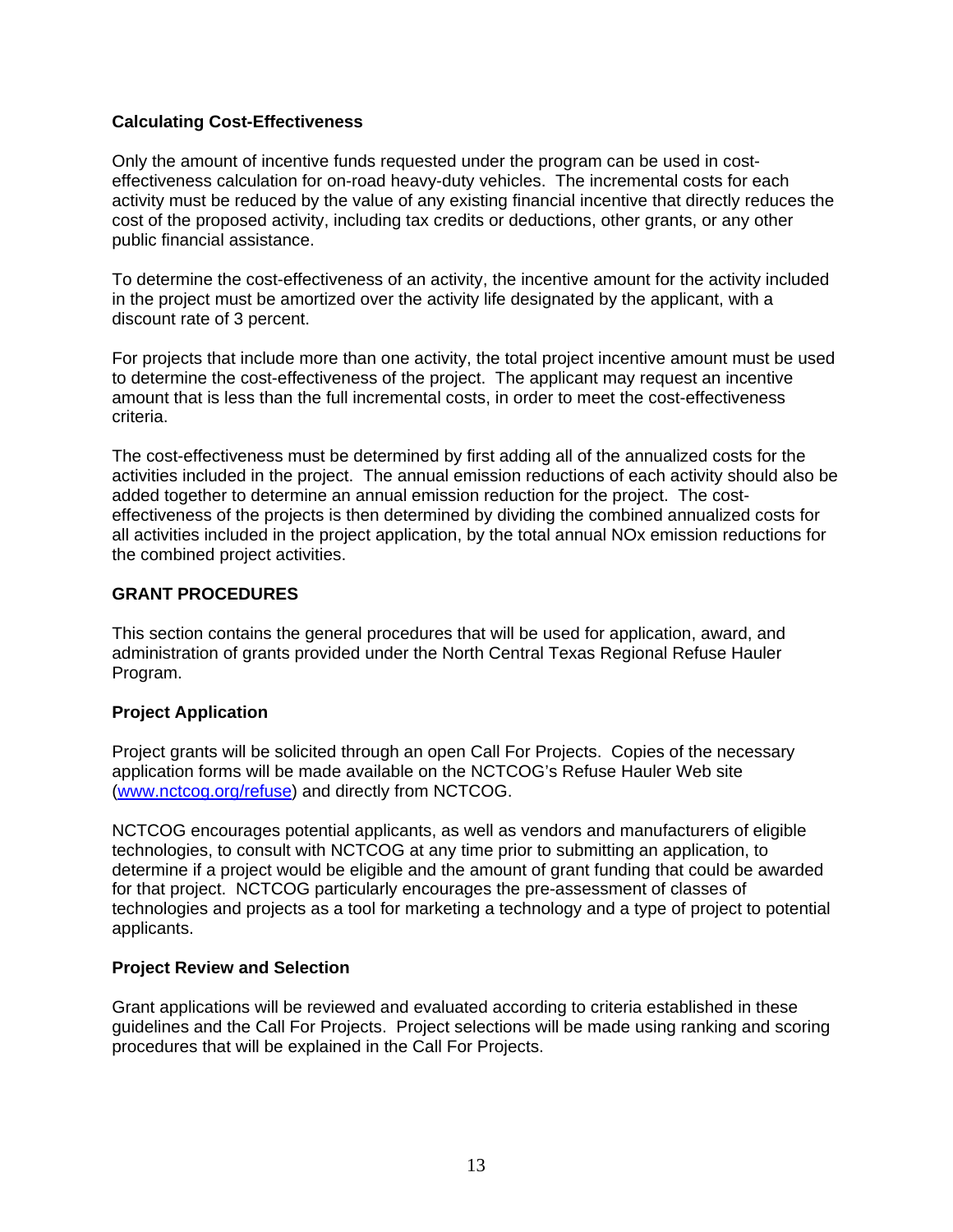**Calculating Cost-Effectiveness**

Only the amount of incentive funds requested under the program can be used in cost-effectiveness calculation for on-road heavy-duty vehicles. The incremental costs for each activity must be reduced by the value of any existing financial incentive that directly reduces the cost of the proposed activity, including tax credits or deductions, other grants, or any other public financial assistance.

To determine the cost-effectiveness of an activity, the incentive amount for the activity included in the project must be amortized over the activity life designated by the applicant, with a discount rate of 3 percent.

For projects that include more than one activity, the total project incentive amount must be used to determine the cost-effectiveness of the project. The applicant may request an incentive amount that is less than the full incremental costs, in order to meet the cost-effectiveness criteria.

The cost-effectiveness must be determined by first adding all of the annualized costs for the activities included in the project. The annual emission reductions of each activity should also be added together to determine an annual emission reduction for the project. The cost-effectiveness of the projects is then determined by dividing the combined annualized costs for all activities included in the project application, by the total annual NOx emission reductions for the combined project activities.

## GRANT PROCEDURES

This section contains the general procedures that will be used for application, award, and administration of grants provided under the North Central Texas Regional Refuse Hauler Program.

**Project Application**

Project grants will be solicited through an open Call For Projects. Copies of the necessary application forms will be made available on the NCTCOG's Refuse Hauler Web site (www.nctcog.org/refuse) and directly from NCTCOG.

NCTCOG encourages potential applicants, as well as vendors and manufacturers of eligible technologies, to consult with NCTCOG at any time prior to submitting an application, to determine if a project would be eligible and the amount of grant funding that could be awarded for that project. NCTCOG particularly encourages the pre-assessment of classes of technologies and projects as a tool for marketing a technology and a type of project to potential applicants.

**Project Review and Selection**

Grant applications will be reviewed and evaluated according to criteria established in these guidelines and the Call For Projects. Project selections will be made using ranking and scoring procedures that will be explained in the Call For Projects.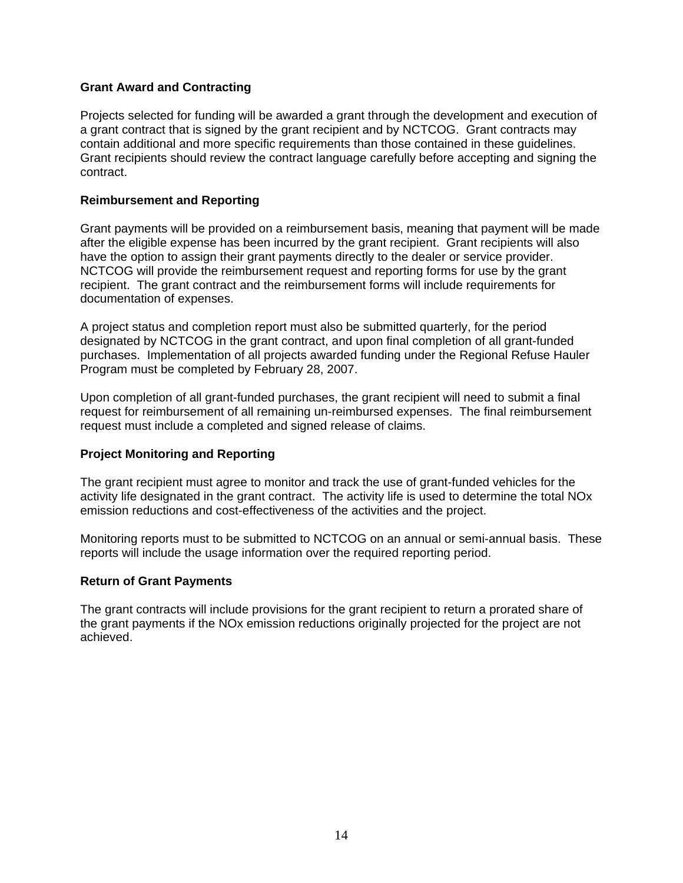### Grant Award and Contracting

Projects selected for funding will be awarded a grant through the development and execution of a grant contract that is signed by the grant recipient and by NCTCOG. Grant contracts may contain additional and more specific requirements than those contained in these guidelines. Grant recipients should review the contract language carefully before accepting and signing the contract.

### Reimbursement and Reporting

Grant payments will be provided on a reimbursement basis, meaning that payment will be made after the eligible expense has been incurred by the grant recipient. Grant recipients will also have the option to assign their grant payments directly to the dealer or service provider. NCTCOG will provide the reimbursement request and reporting forms for use by the grant recipient. The grant contract and the reimbursement forms will include requirements for documentation of expenses.

A project status and completion report must also be submitted quarterly, for the period designated by NCTCOG in the grant contract, and upon final completion of all grant-funded purchases. Implementation of all projects awarded funding under the Regional Refuse Hauler Program must be completed by February 28, 2007.

Upon completion of all grant-funded purchases, the grant recipient will need to submit a final request for reimbursement of all remaining un-reimbursed expenses. The final reimbursement request must include a completed and signed release of claims.

### Project Monitoring and Reporting

The grant recipient must agree to monitor and track the use of grant-funded vehicles for the activity life designated in the grant contract. The activity life is used to determine the total NOx emission reductions and cost-effectiveness of the activities and the project.

Monitoring reports must to be submitted to NCTCOG on an annual or semi-annual basis. These reports will include the usage information over the required reporting period.

### Return of Grant Payments

The grant contracts will include provisions for the grant recipient to return a prorated share of the grant payments if the NOx emission reductions originally projected for the project are not achieved.